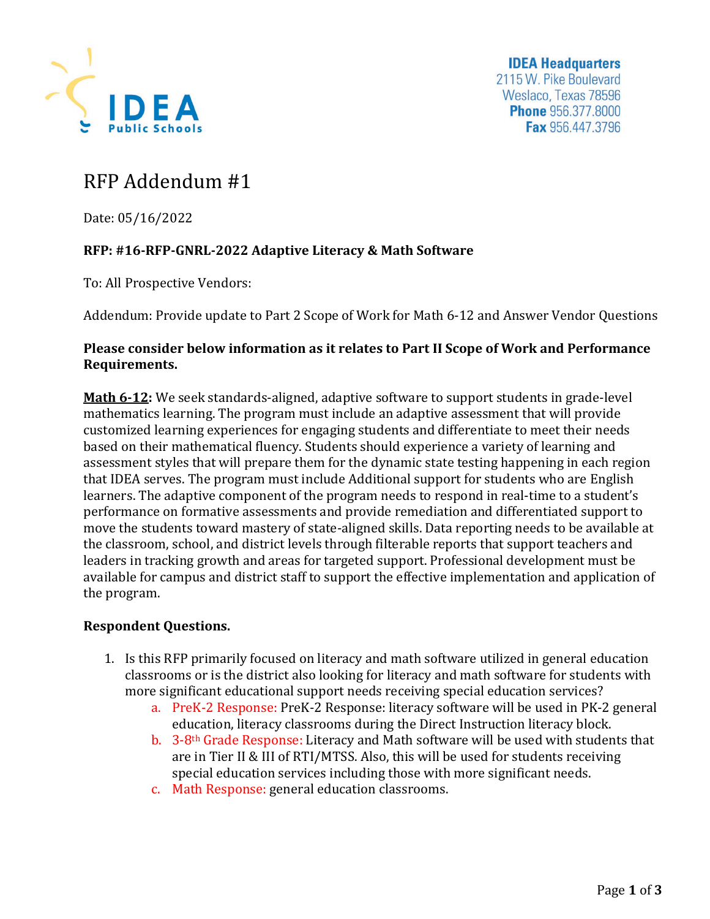IDEA Public Schools

**IDEA Headquarters**
2115 W. Pike Boulevard
Weslaco, Texas 78596
**Phone** 956.377.8000
**Fax** 956.447.3796

# RFP Addendum #1

Date: 05/16/2022

**RFP: #16-RFP-GNRL-2022 Adaptive Literacy & Math Software**

To: All Prospective Vendors:

Addendum: Provide update to Part 2 Scope of Work for Math 6-12 and Answer Vendor Questions

**Please consider below information as it relates to Part II Scope of Work and Performance Requirements.**

**Math 6-12:** We seek standards-aligned, adaptive software to support students in grade-level mathematics learning. The program must include an adaptive assessment that will provide customized learning experiences for engaging students and differentiate to meet their needs based on their mathematical fluency. Students should experience a variety of learning and assessment styles that will prepare them for the dynamic state testing happening in each region that IDEA serves. The program must include Additional support for students who are English learners. The adaptive component of the program needs to respond in real-time to a student's performance on formative assessments and provide remediation and differentiated support to move the students toward mastery of state-aligned skills. Data reporting needs to be available at the classroom, school, and district levels through filterable reports that support teachers and leaders in tracking growth and areas for targeted support. Professional development must be available for campus and district staff to support the effective implementation and application of the program.

**Respondent Questions.**

1. Is this RFP primarily focused on literacy and math software utilized in general education classrooms or is the district also looking for literacy and math software for students with more significant educational support needs receiving special education services?
    a. PreK-2 Response: PreK-2 Response: literacy software will be used in PK-2 general education, literacy classrooms during the Direct Instruction literacy block.
    b. 3-8th Grade Response: Literacy and Math software will be used with students that are in Tier II & III of RTI/MTSS. Also, this will be used for students receiving special education services including those with more significant needs.
    c. Math Response: general education classrooms.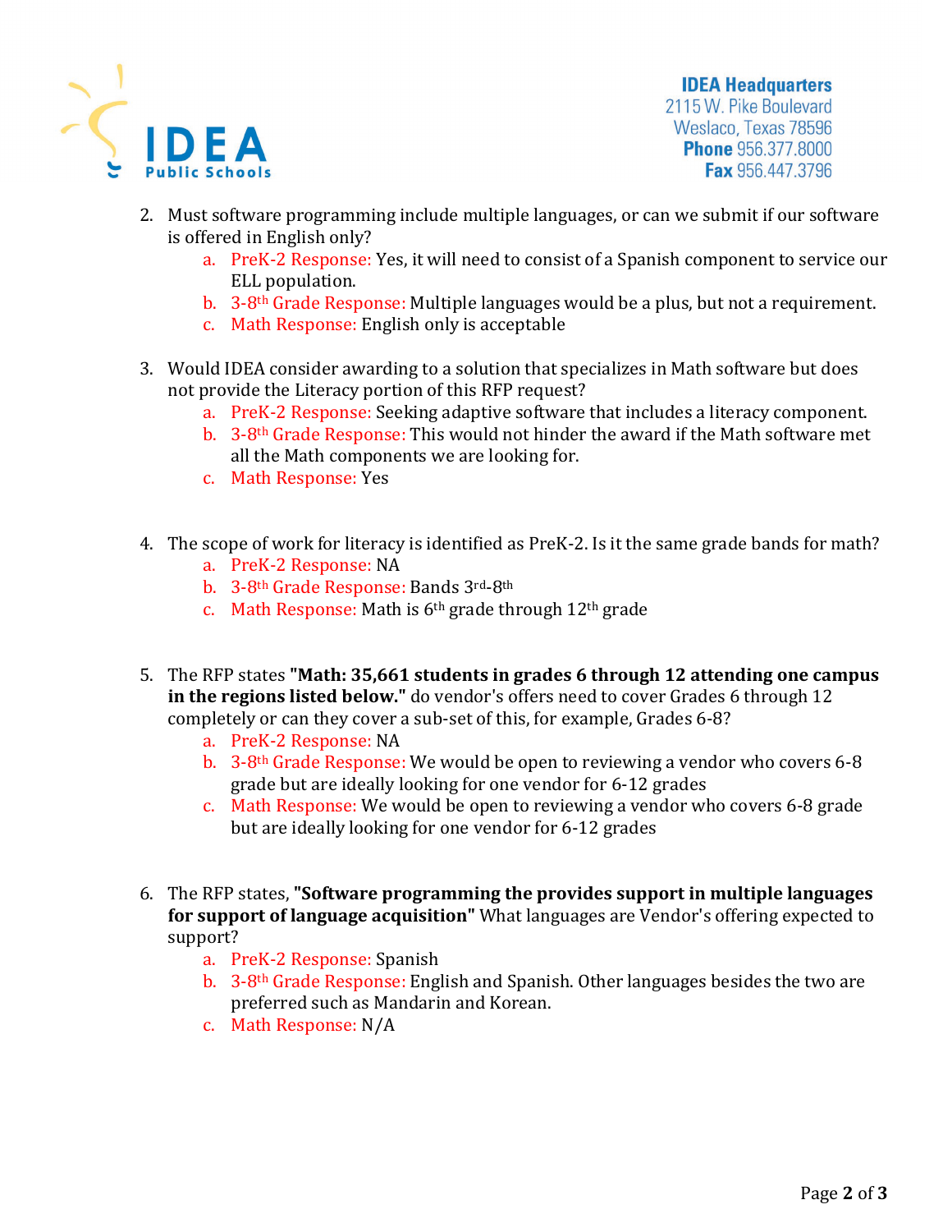2. Must software programming include multiple languages, or can we submit if our software is offered in English only?
   a. PreK-2 Response: Yes, it will need to consist of a Spanish component to service our ELL population.
   b. 3-8th Grade Response: Multiple languages would be a plus, but not a requirement.
   c. Math Response: English only is acceptable

3. Would IDEA consider awarding to a solution that specializes in Math software but does not provide the Literacy portion of this RFP request?
   a. PreK-2 Response: Seeking adaptive software that includes a literacy component.
   b. 3-8th Grade Response: This would not hinder the award if the Math software met all the Math components we are looking for.
   c. Math Response: Yes

4. The scope of work for literacy is identified as PreK-2. Is it the same grade bands for math?
   a. PreK-2 Response: NA
   b. 3-8th Grade Response: Bands 3rd-8th
   c. Math Response: Math is 6th grade through 12th grade

5. The RFP states **"Math: 35,661 students in grades 6 through 12 attending one campus in the regions listed below."** do vendor's offers need to cover Grades 6 through 12 completely or can they cover a sub-set of this, for example, Grades 6-8?
   a. PreK-2 Response: NA
   b. 3-8th Grade Response: We would be open to reviewing a vendor who covers 6-8 grade but are ideally looking for one vendor for 6-12 grades
   c. Math Response: We would be open to reviewing a vendor who covers 6-8 grade but are ideally looking for one vendor for 6-12 grades

6. The RFP states, **"Software programming the provides support in multiple languages for support of language acquisition"** What languages are Vendor's offering expected to support?
   a. PreK-2 Response: Spanish
   b. 3-8th Grade Response: English and Spanish. Other languages besides the two are preferred such as Mandarin and Korean.
   c. Math Response: N/A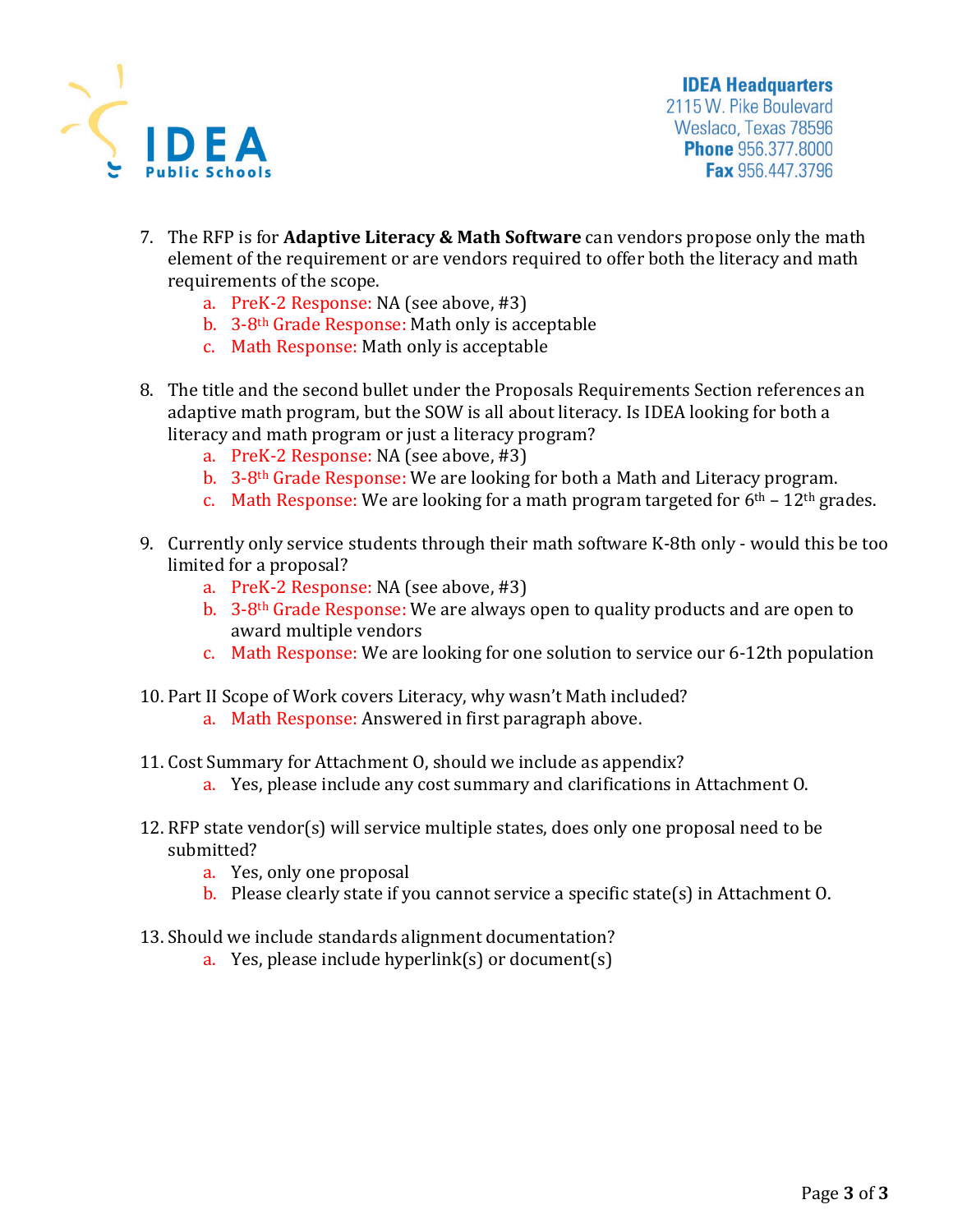7. The RFP is for **Adaptive Literacy & Math Software** can vendors propose only the math element of the requirement or are vendors required to offer both the literacy and math requirements of the scope.
    a. PreK-2 Response: NA (see above, #3)
    b. 3-8th Grade Response: Math only is acceptable
    c. Math Response: Math only is acceptable

8. The title and the second bullet under the Proposals Requirements Section references an adaptive math program, but the SOW is all about literacy. Is IDEA looking for both a literacy and math program or just a literacy program?
    a. PreK-2 Response: NA (see above, #3)
    b. 3-8th Grade Response: We are looking for both a Math and Literacy program.
    c. Math Response: We are looking for a math program targeted for 6th – 12th grades.

9. Currently only service students through their math software K-8th only - would this be too limited for a proposal?
    a. PreK-2 Response: NA (see above, #3)
    b. 3-8th Grade Response: We are always open to quality products and are open to award multiple vendors
    c. Math Response: We are looking for one solution to service our 6-12th population

10. Part II Scope of Work covers Literacy, why wasn't Math included?
    a. Math Response: Answered in first paragraph above.

11. Cost Summary for Attachment O, should we include as appendix?
    a. Yes, please include any cost summary and clarifications in Attachment O.

12. RFP state vendor(s) will service multiple states, does only one proposal need to be submitted?
    a. Yes, only one proposal
    b. Please clearly state if you cannot service a specific state(s) in Attachment O.

13. Should we include standards alignment documentation?
    a. Yes, please include hyperlink(s) or document(s)